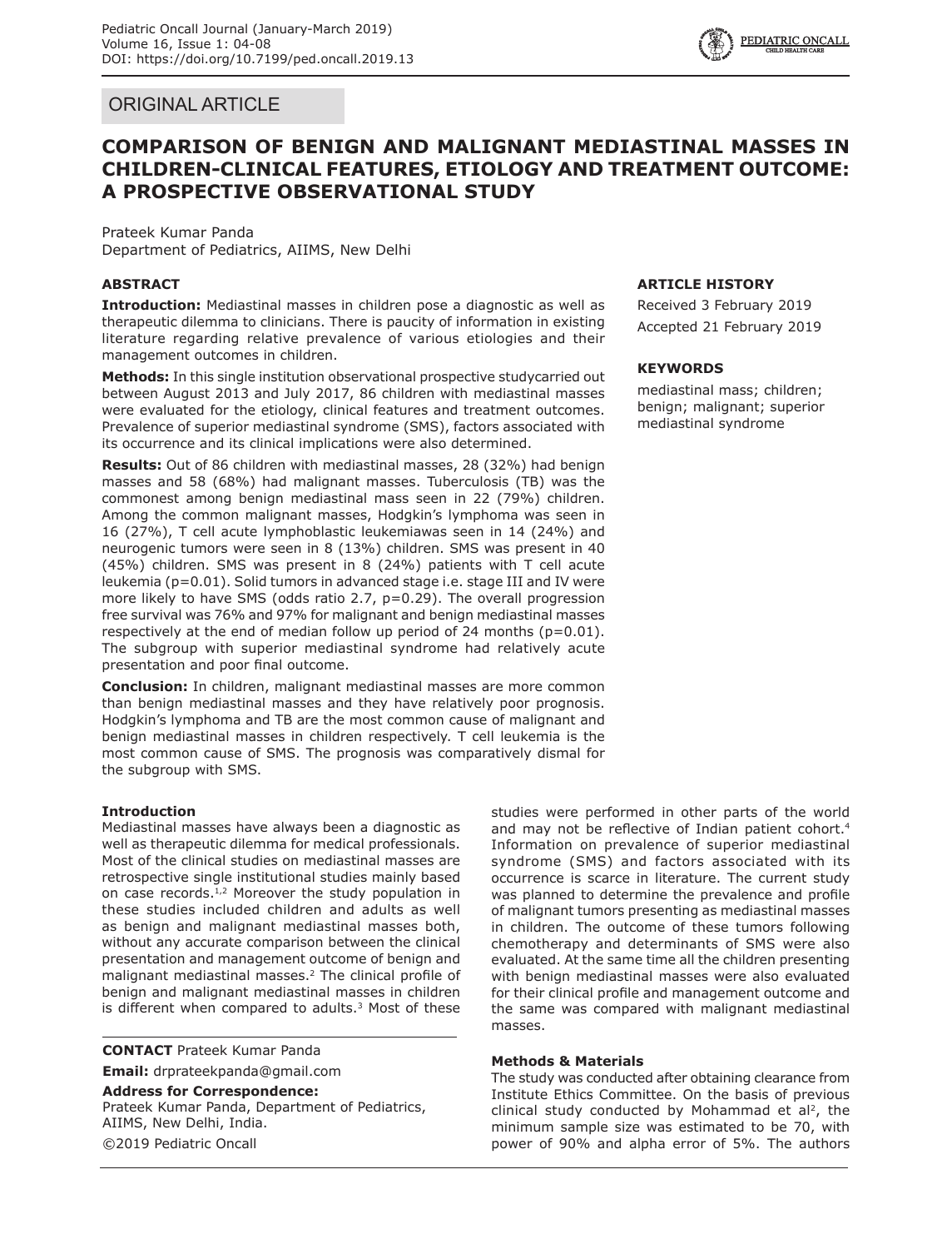ORIGINAL ARTICLE

# COMPARISON OF BENIGN AND MALIGNANT MEDIASTINAL MASSES IN CHILDREN-CLINICAL FEATURES, ETIOLOGY AND TREATMENT OUTCOME: A PROSPECTIVE OBSERVATIONAL STUDY

Prateek Kumar Panda
Department of Pediatrics, AIIMS, New Delhi

## ABSTRACT

**Introduction:** Mediastinal masses in children pose a diagnostic as well as therapeutic dilemma to clinicians. There is paucity of information in existing literature regarding relative prevalence of various etiologies and their management outcomes in children.

**Methods:** In this single institution observational prospective studycarried out between August 2013 and July 2017, 86 children with mediastinal masses were evaluated for the etiology, clinical features and treatment outcomes. Prevalence of superior mediastinal syndrome (SMS), factors associated with its occurrence and its clinical implications were also determined.

**Results:** Out of 86 children with mediastinal masses, 28 (32%) had benign masses and 58 (68%) had malignant masses. Tuberculosis (TB) was the commonest among benign mediastinal mass seen in 22 (79%) children. Among the common malignant masses, Hodgkin's lymphoma was seen in 16 (27%), T cell acute lymphoblastic leukemiawas seen in 14 (24%) and neurogenic tumors were seen in 8 (13%) children. SMS was present in 40 (45%) children. SMS was present in 8 (24%) patients with T cell acute leukemia (p=0.01). Solid tumors in advanced stage i.e. stage III and IV were more likely to have SMS (odds ratio 2.7, p=0.29). The overall progression free survival was 76% and 97% for malignant and benign mediastinal masses respectively at the end of median follow up period of 24 months (p=0.01). The subgroup with superior mediastinal syndrome had relatively acute presentation and poor final outcome.

**Conclusion:** In children, malignant mediastinal masses are more common than benign mediastinal masses and they have relatively poor prognosis. Hodgkin's lymphoma and TB are the most common cause of malignant and benign mediastinal masses in children respectively. T cell leukemia is the most common cause of SMS. The prognosis was comparatively dismal for the subgroup with SMS.

**ARTICLE HISTORY**

Received 3 February 2019

Accepted 21 February 2019

**KEYWORDS**

mediastinal mass; children; benign; malignant; superior mediastinal syndrome

**CONTACT** Prateek Kumar Panda

**Email:** drprateekpanda@gmail.com

**Address for Correspondence:**
Prateek Kumar Panda, Department of Pediatrics, AIIMS, New Delhi, India.

©2019 Pediatric Oncall

## Introduction

Mediastinal masses have always been a diagnostic as well as therapeutic dilemma for medical professionals. Most of the clinical studies on mediastinal masses are retrospective single institutional studies mainly based on case records.[1,2] Moreover the study population in these studies included children and adults as well as benign and malignant mediastinal masses both, without any accurate comparison between the clinical presentation and management outcome of benign and malignant mediastinal masses.[2] The clinical profile of benign and malignant mediastinal masses in children is different when compared to adults.[3] Most of these studies were performed in other parts of the world and may not be reflective of Indian patient cohort.[4] Information on prevalence of superior mediastinal syndrome (SMS) and factors associated with its occurrence is scarce in literature. The current study was planned to determine the prevalence and profile of malignant tumors presenting as mediastinal masses in children. The outcome of these tumors following chemotherapy and determinants of SMS were also evaluated. At the same time all the children presenting with benign mediastinal masses were also evaluated for their clinical profile and management outcome and the same was compared with malignant mediastinal masses.

## Methods & Materials

The study was conducted after obtaining clearance from Institute Ethics Committee. On the basis of previous clinical study conducted by Mohammad et al[2], the minimum sample size was estimated to be 70, with power of 90% and alpha error of 5%. The authors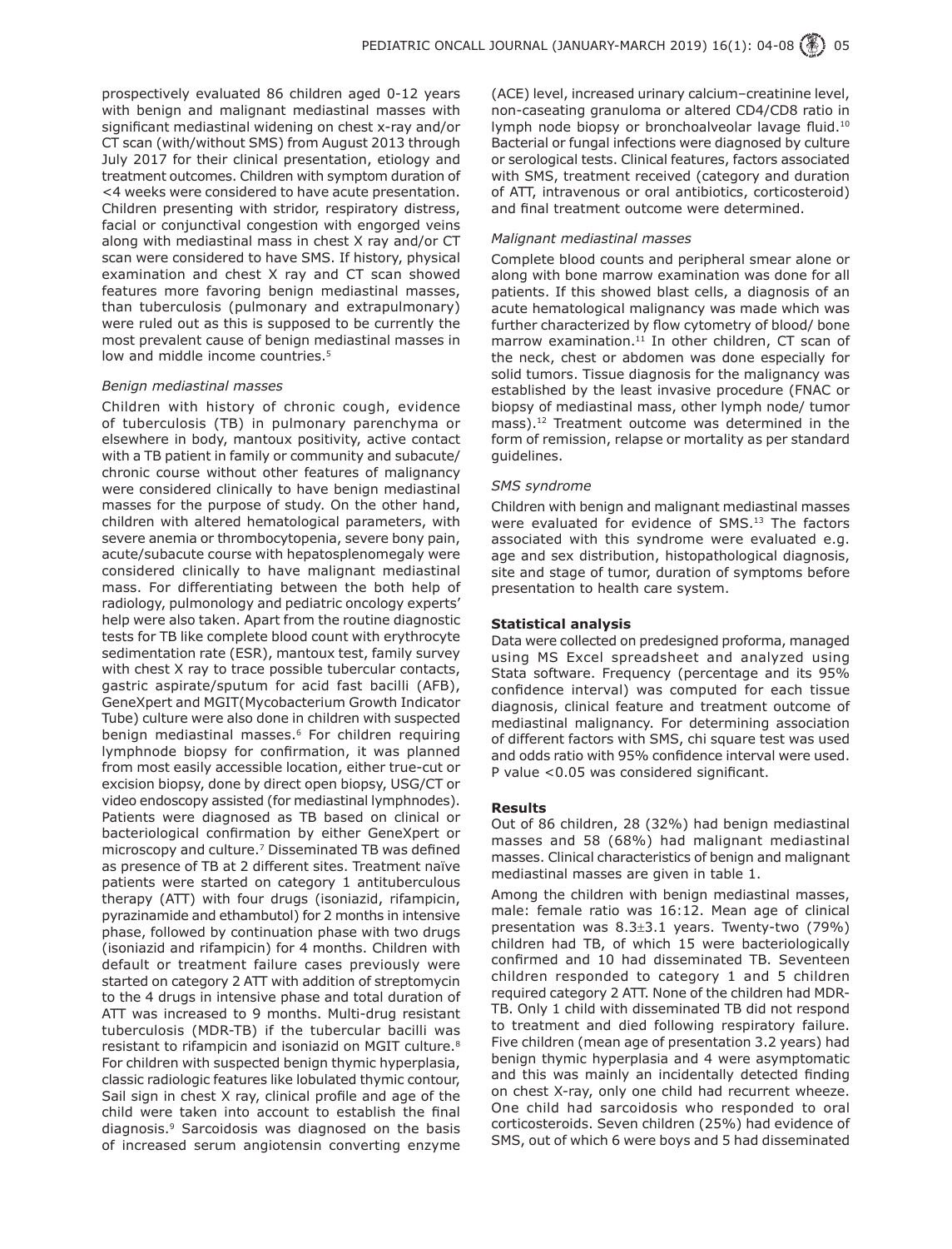prospectively evaluated 86 children aged 0-12 years with benign and malignant mediastinal masses with significant mediastinal widening on chest x-ray and/or CT scan (with/without SMS) from August 2013 through July 2017 for their clinical presentation, etiology and treatment outcomes. Children with symptom duration of <4 weeks were considered to have acute presentation. Children presenting with stridor, respiratory distress, facial or conjunctival congestion with engorged veins along with mediastinal mass in chest X ray and/or CT scan were considered to have SMS. If history, physical examination and chest X ray and CT scan showed features more favoring benign mediastinal masses, than tuberculosis (pulmonary and extrapulmonary) were ruled out as this is supposed to be currently the most prevalent cause of benign mediastinal masses in low and middle income countries.[5]

*Benign mediastinal masses*

Children with history of chronic cough, evidence of tuberculosis (TB) in pulmonary parenchyma or elsewhere in body, mantoux positivity, active contact with a TB patient in family or community and subacute/chronic course without other features of malignancy were considered clinically to have benign mediastinal masses for the purpose of study. On the other hand, children with altered hematological parameters, with severe anemia or thrombocytopenia, severe bony pain, acute/subacute course with hepatosplenomegaly were considered clinically to have malignant mediastinal mass. For differentiating between the both help of radiology, pulmonology and pediatric oncology experts' help were also taken. Apart from the routine diagnostic tests for TB like complete blood count with erythrocyte sedimentation rate (ESR), mantoux test, family survey with chest X ray to trace possible tubercular contacts, gastric aspirate/sputum for acid fast bacilli (AFB), GeneXpert and MGIT(Mycobacterium Growth Indicator Tube) culture were also done in children with suspected benign mediastinal masses.[6] For children requiring lymphnode biopsy for confirmation, it was planned from most easily accessible location, either true-cut or excision biopsy, done by direct open biopsy, USG/CT or video endoscopy assisted (for mediastinal lymphnodes). Patients were diagnosed as TB based on clinical or bacteriological confirmation by either GeneXpert or microscopy and culture.[7] Disseminated TB was defined as presence of TB at 2 different sites. Treatment naïve patients were started on category 1 antituberculous therapy (ATT) with four drugs (isoniazid, rifampicin, pyrazinamide and ethambutol) for 2 months in intensive phase, followed by continuation phase with two drugs (isoniazid and rifampicin) for 4 months. Children with default or treatment failure cases previously were started on category 2 ATT with addition of streptomycin to the 4 drugs in intensive phase and total duration of ATT was increased to 9 months. Multi-drug resistant tuberculosis (MDR-TB) if the tubercular bacilli was resistant to rifampicin and isoniazid on MGIT culture.[8] For children with suspected benign thymic hyperplasia, classic radiologic features like lobulated thymic contour, Sail sign in chest X ray, clinical profile and age of the child were taken into account to establish the final diagnosis.[9] Sarcoidosis was diagnosed on the basis of increased serum angiotensin converting enzyme (ACE) level, increased urinary calcium–creatinine level, non-caseating granuloma or altered CD4/CD8 ratio in lymph node biopsy or bronchoalveolar lavage fluid.[10] Bacterial or fungal infections were diagnosed by culture or serological tests. Clinical features, factors associated with SMS, treatment received (category and duration of ATT, intravenous or oral antibiotics, corticosteroid) and final treatment outcome were determined.

*Malignant mediastinal masses*

Complete blood counts and peripheral smear alone or along with bone marrow examination was done for all patients. If this showed blast cells, a diagnosis of an acute hematological malignancy was made which was further characterized by flow cytometry of blood/ bone marrow examination.[11] In other children, CT scan of the neck, chest or abdomen was done especially for solid tumors. Tissue diagnosis for the malignancy was established by the least invasive procedure (FNAC or biopsy of mediastinal mass, other lymph node/ tumor mass).[12] Treatment outcome was determined in the form of remission, relapse or mortality as per standard guidelines.

*SMS syndrome*

Children with benign and malignant mediastinal masses were evaluated for evidence of SMS.[13] The factors associated with this syndrome were evaluated e.g. age and sex distribution, histopathological diagnosis, site and stage of tumor, duration of symptoms before presentation to health care system.

**Statistical analysis**

Data were collected on predesigned proforma, managed using MS Excel spreadsheet and analyzed using Stata software. Frequency (percentage and its 95% confidence interval) was computed for each tissue diagnosis, clinical feature and treatment outcome of mediastinal malignancy. For determining association of different factors with SMS, chi square test was used and odds ratio with 95% confidence interval were used. P value <0.05 was considered significant.

**Results**

Out of 86 children, 28 (32%) had benign mediastinal masses and 58 (68%) had malignant mediastinal masses. Clinical characteristics of benign and malignant mediastinal masses are given in table 1.

Among the children with benign mediastinal masses, male: female ratio was 16:12. Mean age of clinical presentation was 8.3±3.1 years. Twenty-two (79%) children had TB, of which 15 were bacteriologically confirmed and 10 had disseminated TB. Seventeen children responded to category 1 and 5 children required category 2 ATT. None of the children had MDR-TB. Only 1 child with disseminated TB did not respond to treatment and died following respiratory failure. Five children (mean age of presentation 3.2 years) had benign thymic hyperplasia and 4 were asymptomatic and this was mainly an incidentally detected finding on chest X-ray, only one child had recurrent wheeze. One child had sarcoidosis who responded to oral corticosteroids. Seven children (25%) had evidence of SMS, out of which 6 were boys and 5 had disseminated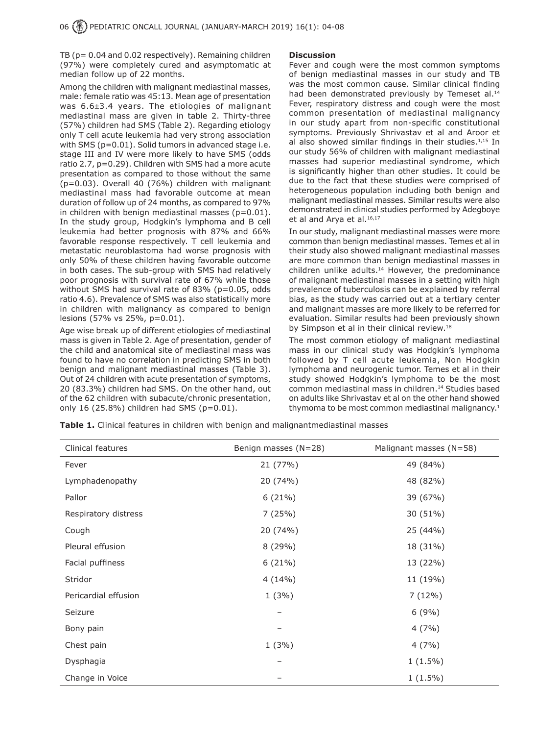TB (p= 0.04 and 0.02 respectively). Remaining children (97%) were completely cured and asymptomatic at median follow up of 22 months.

Among the children with malignant mediastinal masses, male: female ratio was 45:13. Mean age of presentation was 6.6±3.4 years. The etiologies of malignant mediastinal mass are given in table 2. Thirty-three (57%) children had SMS (Table 2). Regarding etiology only T cell acute leukemia had very strong association with SMS (p=0.01). Solid tumors in advanced stage i.e. stage III and IV were more likely to have SMS (odds ratio 2.7, p=0.29). Children with SMS had a more acute presentation as compared to those without the same (p=0.03). Overall 40 (76%) children with malignant mediastinal mass had favorable outcome at mean duration of follow up of 24 months, as compared to 97% in children with benign mediastinal masses (p=0.01). In the study group, Hodgkin's lymphoma and B cell leukemia had better prognosis with 87% and 66% favorable response respectively. T cell leukemia and metastatic neuroblastoma had worse prognosis with only 50% of these children having favorable outcome in both cases. The sub-group with SMS had relatively poor prognosis with survival rate of 67% while those without SMS had survival rate of 83% (p=0.05, odds ratio 4.6). Prevalence of SMS was also statistically more in children with malignancy as compared to benign lesions (57% vs 25%, p=0.01).

Age wise break up of different etiologies of mediastinal mass is given in Table 2. Age of presentation, gender of the child and anatomical site of mediastinal mass was found to have no correlation in predicting SMS in both benign and malignant mediastinal masses (Table 3). Out of 24 children with acute presentation of symptoms, 20 (83.3%) children had SMS. On the other hand, out of the 62 children with subacute/chronic presentation, only 16 (25.8%) children had SMS (p=0.01).

## Discussion

Fever and cough were the most common symptoms of benign mediastinal masses in our study and TB was the most common cause. Similar clinical finding had been demonstrated previously by Temeset al.[14] Fever, respiratory distress and cough were the most common presentation of mediastinal malignancy in our study apart from non-specific constitutional symptoms. Previously Shrivastav et al and Aroor et al also showed similar findings in their studies.[1,15] In our study 56% of children with malignant mediastinal masses had superior mediastinal syndrome, which is significantly higher than other studies. It could be due to the fact that these studies were comprised of heterogeneous population including both benign and malignant mediastinal masses. Similar results were also demonstrated in clinical studies performed by Adegboye et al and Arya et al.[16,17]

In our study, malignant mediastinal masses were more common than benign mediastinal masses. Temes et al in their study also showed malignant mediastinal masses are more common than benign mediastinal masses in children unlike adults.[14] However, the predominance of malignant mediastinal masses in a setting with high prevalence of tuberculosis can be explained by referral bias, as the study was carried out at a tertiary center and malignant masses are more likely to be referred for evaluation. Similar results had been previously shown by Simpson et al in their clinical review.[18]

The most common etiology of malignant mediastinal mass in our clinical study was Hodgkin's lymphoma followed by T cell acute leukemia, Non Hodgkin lymphoma and neurogenic tumor. Temes et al in their study showed Hodgkin's lymphoma to be the most common mediastinal mass in children.[14] Studies based on adults like Shrivastav et al on the other hand showed thymoma to be most common mediastinal malignancy.[1]

**Table 1.** Clinical features in children with benign and malignantmediastinal masses

| Clinical features | Benign masses (N=28) | Malignant masses (N=58) |
|---|---|---|
| Fever | 21 (77%) | 49 (84%) |
| Lymphadenopathy | 20 (74%) | 48 (82%) |
| Pallor | 6 (21%) | 39 (67%) |
| Respiratory distress | 7 (25%) | 30 (51%) |
| Cough | 20 (74%) | 25 (44%) |
| Pleural effusion | 8 (29%) | 18 (31%) |
| Facial puffiness | 6 (21%) | 13 (22%) |
| Stridor | 4 (14%) | 11 (19%) |
| Pericardial effusion | 1 (3%) | 7 (12%) |
| Seizure | – | 6 (9%) |
| Bony pain | – | 4 (7%) |
| Chest pain | 1 (3%) | 4 (7%) |
| Dysphagia | – | 1 (1.5%) |
| Change in Voice | – | 1 (1.5%) |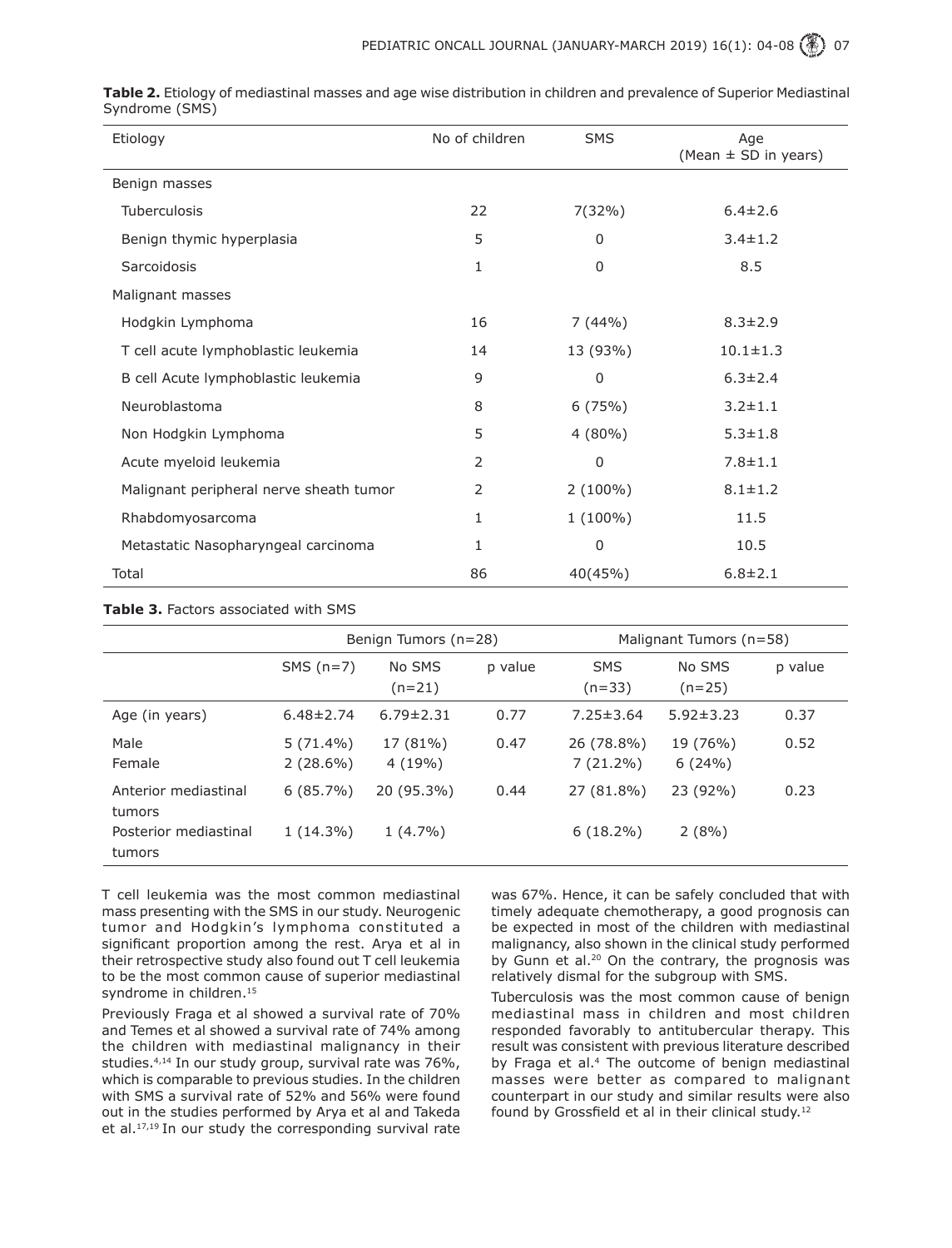**Table 2.** Etiology of mediastinal masses and age wise distribution in children and prevalence of Superior Mediastinal Syndrome (SMS)

| Etiology | No of children | SMS | Age (Mean ± SD in years) |
|---|---|---|---|
| Benign masses | | | |
| Tuberculosis | 22 | 7(32%) | 6.4±2.6 |
| Benign thymic hyperplasia | 5 | 0 | 3.4±1.2 |
| Sarcoidosis | 1 | 0 | 8.5 |
| Malignant masses | | | |
| Hodgkin Lymphoma | 16 | 7 (44%) | 8.3±2.9 |
| T cell acute lymphoblastic leukemia | 14 | 13 (93%) | 10.1±1.3 |
| B cell Acute lymphoblastic leukemia | 9 | 0 | 6.3±2.4 |
| Neuroblastoma | 8 | 6 (75%) | 3.2±1.1 |
| Non Hodgkin Lymphoma | 5 | 4 (80%) | 5.3±1.8 |
| Acute myeloid leukemia | 2 | 0 | 7.8±1.1 |
| Malignant peripheral nerve sheath tumor | 2 | 2 (100%) | 8.1±1.2 |
| Rhabdomyosarcoma | 1 | 1 (100%) | 11.5 |
| Metastatic Nasopharyngeal carcinoma | 1 | 0 | 10.5 |
| Total | 86 | 40(45%) | 6.8±2.1 |

**Table 3.** Factors associated with SMS

| | Benign Tumors (n=28) | | | Malignant Tumors (n=58) | | |
|---|---|---|---|---|---|---|
| | SMS (n=7) | No SMS (n=21) | p value | SMS (n=33) | No SMS (n=25) | p value |
| Age (in years) | 6.48±2.74 | 6.79±2.31 | 0.77 | 7.25±3.64 | 5.92±3.23 | 0.37 |
| Male | 5 (71.4%) | 17 (81%) | 0.47 | 26 (78.8%) | 19 (76%) | 0.52 |
| Female | 2 (28.6%) | 4 (19%) | | 7 (21.2%) | 6 (24%) | |
| Anterior mediastinal tumors | 6 (85.7%) | 20 (95.3%) | 0.44 | 27 (81.8%) | 23 (92%) | 0.23 |
| Posterior mediastinal tumors | 1 (14.3%) | 1 (4.7%) | | 6 (18.2%) | 2 (8%) | |

T cell leukemia was the most common mediastinal mass presenting with the SMS in our study. Neurogenic tumor and Hodgkin's lymphoma constituted a significant proportion among the rest. Arya et al in their retrospective study also found out T cell leukemia to be the most common cause of superior mediastinal syndrome in children.[15]

Previously Fraga et al showed a survival rate of 70% and Temes et al showed a survival rate of 74% among the children with mediastinal malignancy in their studies.[4,14] In our study group, survival rate was 76%, which is comparable to previous studies. In the children with SMS a survival rate of 52% and 56% were found out in the studies performed by Arya et al and Takeda et al.[17,19] In our study the corresponding survival rate was 67%. Hence, it can be safely concluded that with timely adequate chemotherapy, a good prognosis can be expected in most of the children with mediastinal malignancy, also shown in the clinical study performed by Gunn et al.[20] On the contrary, the prognosis was relatively dismal for the subgroup with SMS.

Tuberculosis was the most common cause of benign mediastinal mass in children and most children responded favorably to antitubercular therapy. This result was consistent with previous literature described by Fraga et al.[4] The outcome of benign mediastinal masses were better as compared to malignant counterpart in our study and similar results were also found by Grossfield et al in their clinical study.[12]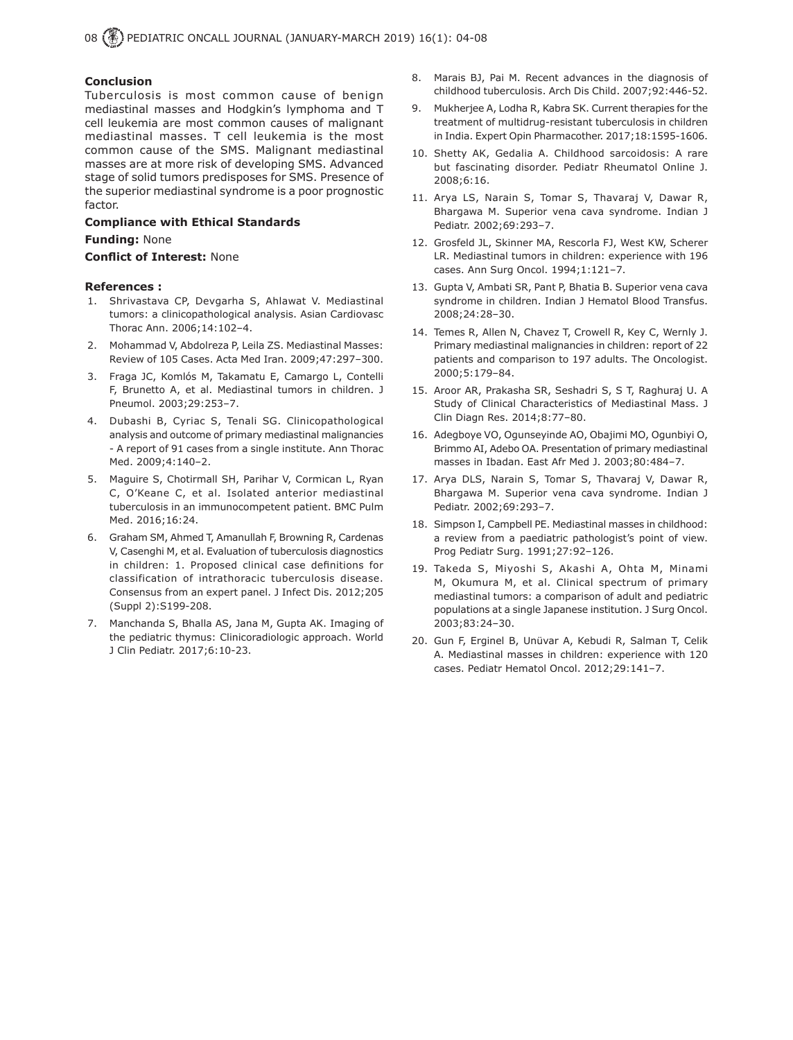## Conclusion

Tuberculosis is most common cause of benign mediastinal masses and Hodgkin's lymphoma and T cell leukemia are most common causes of malignant mediastinal masses. T cell leukemia is the most common cause of the SMS. Malignant mediastinal masses are at more risk of developing SMS. Advanced stage of solid tumors predisposes for SMS. Presence of the superior mediastinal syndrome is a poor prognostic factor.

## Compliance with Ethical Standards

**Funding:** None

**Conflict of Interest:** None

## References :

1. Shrivastava CP, Devgarha S, Ahlawat V. Mediastinal tumors: a clinicopathological analysis. Asian Cardiovasc Thorac Ann. 2006;14:102–4.
2. Mohammad V, Abdolreza P, Leila ZS. Mediastinal Masses: Review of 105 Cases. Acta Med Iran. 2009;47:297–300.
3. Fraga JC, Komlós M, Takamatu E, Camargo L, Contelli F, Brunetto A, et al. Mediastinal tumors in children. J Pneumol. 2003;29:253–7.
4. Dubashi B, Cyriac S, Tenali SG. Clinicopathological analysis and outcome of primary mediastinal malignancies - A report of 91 cases from a single institute. Ann Thorac Med. 2009;4:140–2.
5. Maguire S, Chotirmall SH, Parihar V, Cormican L, Ryan C, O'Keane C, et al. Isolated anterior mediastinal tuberculosis in an immunocompetent patient. BMC Pulm Med. 2016;16:24.
6. Graham SM, Ahmed T, Amanullah F, Browning R, Cardenas V, Casenghi M, et al. Evaluation of tuberculosis diagnostics in children: 1. Proposed clinical case definitions for classification of intrathoracic tuberculosis disease. Consensus from an expert panel. J Infect Dis. 2012;205 (Suppl 2):S199-208.
7. Manchanda S, Bhalla AS, Jana M, Gupta AK. Imaging of the pediatric thymus: Clinicoradiologic approach. World J Clin Pediatr. 2017;6:10-23.
8. Marais BJ, Pai M. Recent advances in the diagnosis of childhood tuberculosis. Arch Dis Child. 2007;92:446-52.
9. Mukherjee A, Lodha R, Kabra SK. Current therapies for the treatment of multidrug-resistant tuberculosis in children in India. Expert Opin Pharmacother. 2017;18:1595-1606.
10. Shetty AK, Gedalia A. Childhood sarcoidosis: A rare but fascinating disorder. Pediatr Rheumatol Online J. 2008;6:16.
11. Arya LS, Narain S, Tomar S, Thavaraj V, Dawar R, Bhargawa M. Superior vena cava syndrome. Indian J Pediatr. 2002;69:293–7.
12. Grosfeld JL, Skinner MA, Rescorla FJ, West KW, Scherer LR. Mediastinal tumors in children: experience with 196 cases. Ann Surg Oncol. 1994;1:121–7.
13. Gupta V, Ambati SR, Pant P, Bhatia B. Superior vena cava syndrome in children. Indian J Hematol Blood Transfus. 2008;24:28–30.
14. Temes R, Allen N, Chavez T, Crowell R, Key C, Wernly J. Primary mediastinal malignancies in children: report of 22 patients and comparison to 197 adults. The Oncologist. 2000;5:179–84.
15. Aroor AR, Prakasha SR, Seshadri S, S T, Raghuraj U. A Study of Clinical Characteristics of Mediastinal Mass. J Clin Diagn Res. 2014;8:77–80.
16. Adegboye VO, Ogunseyinde AO, Obajimi MO, Ogunbiyi O, Brimmo AI, Adebo OA. Presentation of primary mediastinal masses in Ibadan. East Afr Med J. 2003;80:484–7.
17. Arya DLS, Narain S, Tomar S, Thavaraj V, Dawar R, Bhargawa M. Superior vena cava syndrome. Indian J Pediatr. 2002;69:293–7.
18. Simpson I, Campbell PE. Mediastinal masses in childhood: a review from a paediatric pathologist's point of view. Prog Pediatr Surg. 1991;27:92–126.
19. Takeda S, Miyoshi S, Akashi A, Ohta M, Minami M, Okumura M, et al. Clinical spectrum of primary mediastinal tumors: a comparison of adult and pediatric populations at a single Japanese institution. J Surg Oncol. 2003;83:24–30.
20. Gun F, Erginel B, Unüvar A, Kebudi R, Salman T, Celik A. Mediastinal masses in children: experience with 120 cases. Pediatr Hematol Oncol. 2012;29:141–7.